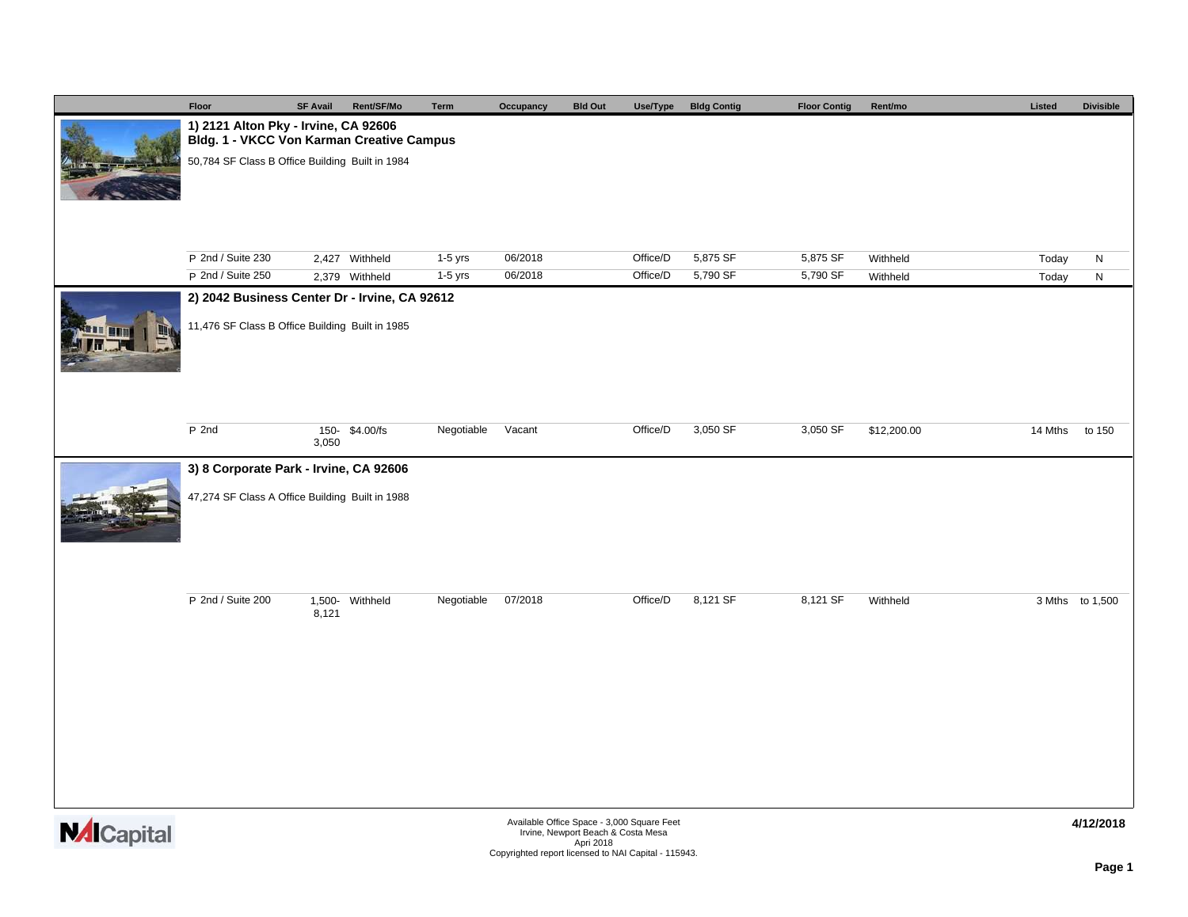| Floor | SF Avail | Rent/SF/Mo | Term | Occupancy | Bld Out | Use/Type | Bldg Contig | Floor Contig | Rent/mo | Listed | Divisible |
|---|---|---|---|---|---|---|---|---|---|---|---|

### 1) 2121 Alton Pky - Irvine, CA 92606
### Bldg. 1 - VKCC Von Karman Creative Campus

50,784 SF Class B Office Building Built in 1984

| Floor | SF Avail | Rent/SF/Mo | Term | Occupancy | Bld Out | Use/Type | Bldg Contig | Floor Contig | Rent/mo | Listed | Divisible |
|---|---|---|---|---|---|---|---|---|---|---|---|
| P 2nd / Suite 230 | 2,427 | Withheld | 1-5 yrs | 06/2018 | | Office/D | 5,875 SF | 5,875 SF | Withheld | Today | N |
| P 2nd / Suite 250 | 2,379 | Withheld | 1-5 yrs | 06/2018 | | Office/D | 5,790 SF | 5,790 SF | Withheld | Today | N |

### 2) 2042 Business Center Dr - Irvine, CA 92612

11,476 SF Class B Office Building Built in 1985

| Floor | SF Avail | Rent/SF/Mo | Term | Occupancy | Bld Out | Use/Type | Bldg Contig | Floor Contig | Rent/mo | Listed | Divisible |
|---|---|---|---|---|---|---|---|---|---|---|---|
| P 2nd | 150-3,050 | $4.00/fs | Negotiable | Vacant | | Office/D | 3,050 SF | 3,050 SF | $12,200.00 | 14 Mths | to 150 |

### 3) 8 Corporate Park - Irvine, CA 92606

47,274 SF Class A Office Building Built in 1988

| Floor | SF Avail | Rent/SF/Mo | Term | Occupancy | Bld Out | Use/Type | Bldg Contig | Floor Contig | Rent/mo | Listed | Divisible |
|---|---|---|---|---|---|---|---|---|---|---|---|
| P 2nd / Suite 200 | 1,500-8,121 | Withheld | Negotiable | 07/2018 | | Office/D | 8,121 SF | 8,121 SF | Withheld | 3 Mths | to 1,500 |

NAICapital

Available Office Space - 3,000 Square Feet
Irvine, Newport Beach & Costa Mesa
Apri 2018
Copyrighted report licensed to NAI Capital - 115943.

4/12/2018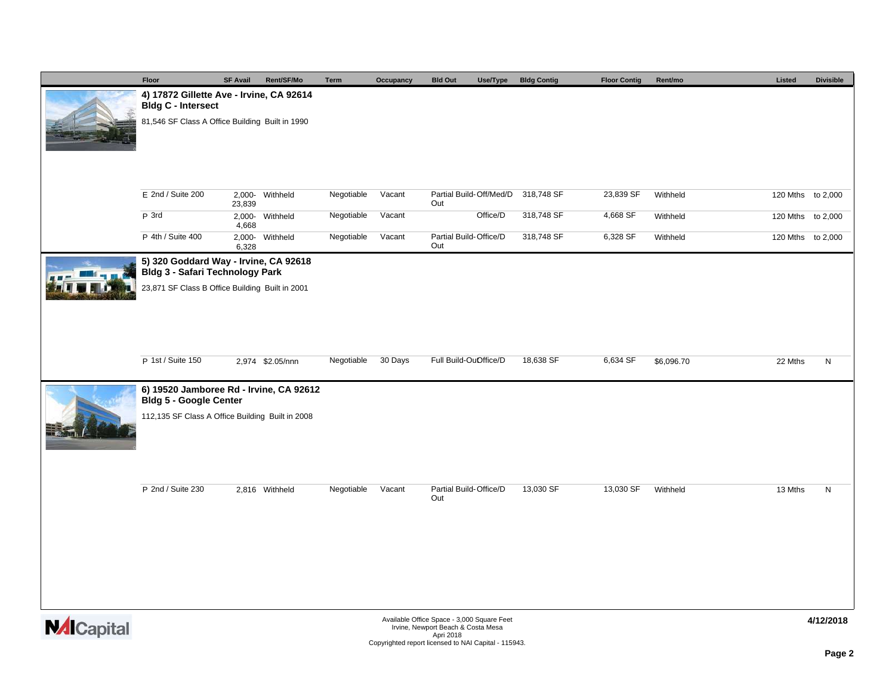| Floor | SF Avail | Rent/SF/Mo | Term | Occupancy | Bld Out | Use/Type | Bldg Contig | Floor Contig | Rent/mo | Listed | Divisible |
|---|---|---|---|---|---|---|---|---|---|---|---|

### 4) 17872 Gillette Ave - Irvine, CA 92614
**Bldg C - Intersect**

81,546 SF Class A Office Building Built in 1990

| Floor | SF Avail | Rent/SF/Mo | Term | Occupancy | Bld Out | Use/Type | Bldg Contig | Floor Contig | Rent/mo | Listed | Divisible |
|---|---|---|---|---|---|---|---|---|---|---|---|
| E 2nd / Suite 200 | 2,000-23,839 | Withheld | Negotiable | Vacant | Partial Build-Out | Off/Med/D | 318,748 SF | 23,839 SF | Withheld | 120 Mths | to 2,000 |
| P 3rd | 2,000-4,668 | Withheld | Negotiable | Vacant | | Office/D | 318,748 SF | 4,668 SF | Withheld | 120 Mths | to 2,000 |
| P 4th / Suite 400 | 2,000-6,328 | Withheld | Negotiable | Vacant | Partial Build-Out | Office/D | 318,748 SF | 6,328 SF | Withheld | 120 Mths | to 2,000 |

### 5) 320 Goddard Way - Irvine, CA 92618
**Bldg 3 - Safari Technology Park**

23,871 SF Class B Office Building Built in 2001

| Floor | SF Avail | Rent/SF/Mo | Term | Occupancy | Bld Out | Use/Type | Bldg Contig | Floor Contig | Rent/mo | Listed | Divisible |
|---|---|---|---|---|---|---|---|---|---|---|---|
| P 1st / Suite 150 | 2,974 | $2.05/nnn | Negotiable | 30 Days | Full Build-Out | Office/D | 18,638 SF | 6,634 SF | $6,096.70 | 22 Mths | N |

### 6) 19520 Jamboree Rd - Irvine, CA 92612
**Bldg 5 - Google Center**

112,135 SF Class A Office Building Built in 2008

| Floor | SF Avail | Rent/SF/Mo | Term | Occupancy | Bld Out | Use/Type | Bldg Contig | Floor Contig | Rent/mo | Listed | Divisible |
|---|---|---|---|---|---|---|---|---|---|---|---|
| P 2nd / Suite 230 | 2,816 | Withheld | Negotiable | Vacant | Partial Build-Out | Office/D | 13,030 SF | 13,030 SF | Withheld | 13 Mths | N |

NAI Capital

Available Office Space - 3,000 Square Feet
Irvine, Newport Beach & Costa Mesa
Apri 2018
Copyrighted report licensed to NAI Capital - 115943.

4/12/2018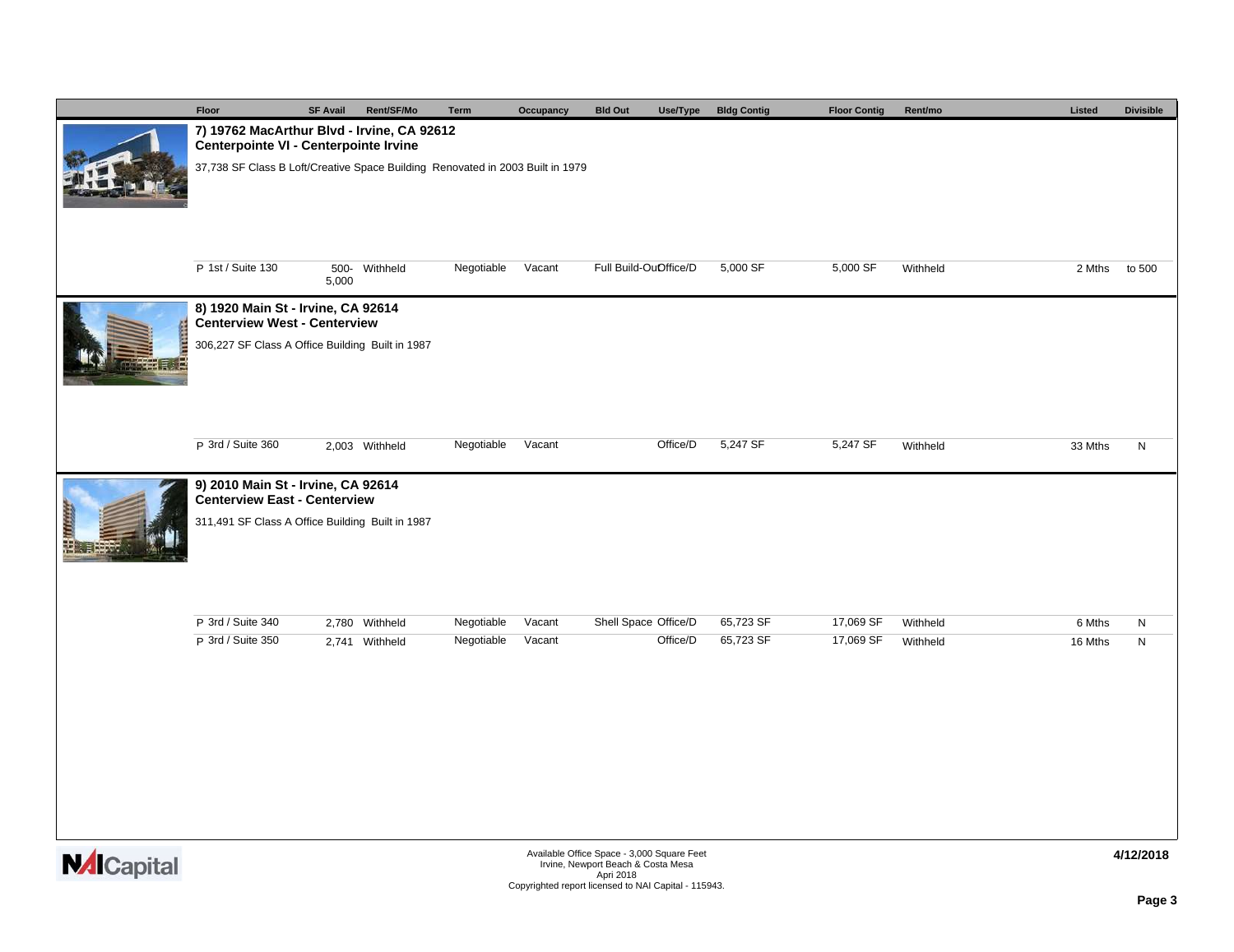| Floor | SF Avail | Rent/SF/Mo | Term | Occupancy | Bld Out | Use/Type | Bldg Contig | Floor Contig | Rent/mo | Listed | Divisible |
|---|---|---|---|---|---|---|---|---|---|---|---|

### 7) 19762 MacArthur Blvd - Irvine, CA 92612
**Centerpointe VI - Centerpointe Irvine**

37,738 SF Class B Loft/Creative Space Building Renovated in 2003 Built in 1979

| Floor | SF Avail | Rent/SF/Mo | Term | Occupancy | Bld Out | Use/Type | Bldg Contig | Floor Contig | Rent/mo | Listed | Divisible |
|---|---|---|---|---|---|---|---|---|---|---|---|
| P 1st / Suite 130 | 500-5,000 | Withheld | Negotiable | Vacant | Full Build-Out | Office/D | 5,000 SF | 5,000 SF | Withheld | 2 Mths | to 500 |

### 8) 1920 Main St - Irvine, CA 92614
**Centerview West - Centerview**

306,227 SF Class A Office Building Built in 1987

| Floor | SF Avail | Rent/SF/Mo | Term | Occupancy | Bld Out | Use/Type | Bldg Contig | Floor Contig | Rent/mo | Listed | Divisible |
|---|---|---|---|---|---|---|---|---|---|---|---|
| P 3rd / Suite 360 | 2,003 | Withheld | Negotiable | Vacant | | Office/D | 5,247 SF | 5,247 SF | Withheld | 33 Mths | N |

### 9) 2010 Main St - Irvine, CA 92614
**Centerview East - Centerview**

311,491 SF Class A Office Building Built in 1987

| Floor | SF Avail | Rent/SF/Mo | Term | Occupancy | Bld Out | Use/Type | Bldg Contig | Floor Contig | Rent/mo | Listed | Divisible |
|---|---|---|---|---|---|---|---|---|---|---|---|
| P 3rd / Suite 340 | 2,780 | Withheld | Negotiable | Vacant | Shell Space | Office/D | 65,723 SF | 17,069 SF | Withheld | 6 Mths | N |
| P 3rd / Suite 350 | 2,741 | Withheld | Negotiable | Vacant | | Office/D | 65,723 SF | 17,069 SF | Withheld | 16 Mths | N |

Available Office Space - 3,000 Square Feet
Irvine, Newport Beach & Costa Mesa
Apri 2018
Copyrighted report licensed to NAI Capital - 115943.

4/12/2018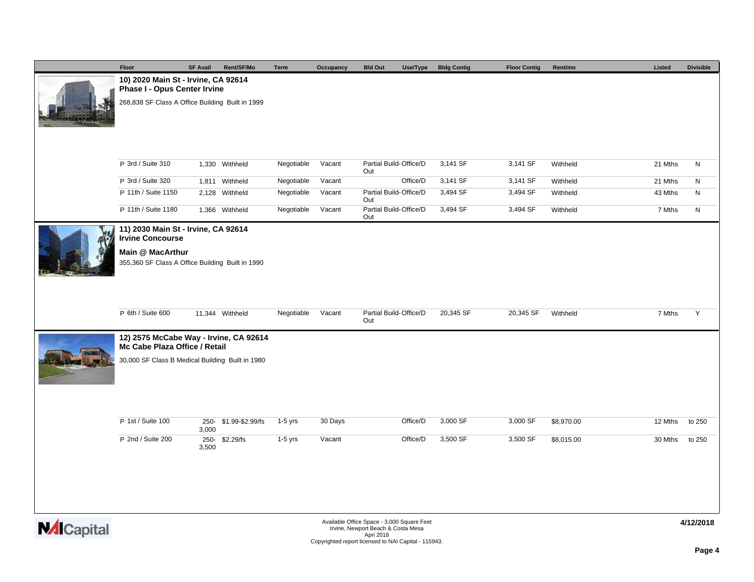| Floor | SF Avail | Rent/SF/Mo | Term | Occupancy | Bld Out | Use/Type | Bldg Contig | Floor Contig | Rent/mo | Listed | Divisible |
|---|---|---|---|---|---|---|---|---|---|---|---|
| **10) 2020 Main St - Irvine, CA 92614** | | | | | | | | | | | |
| **Phase I - Opus Center Irvine** | | | | | | | | | | | |
| 268,838 SF Class A Office Building Built in 1999 | | | | | | | | | | | |
| P 3rd / Suite 310 | 1,330 | Withheld | Negotiable | Vacant | Partial Build-Out | Office/D | 3,141 SF | 3,141 SF | Withheld | 21 Mths | N |
| P 3rd / Suite 320 | 1,811 | Withheld | Negotiable | Vacant | | Office/D | 3,141 SF | 3,141 SF | Withheld | 21 Mths | N |
| P 11th / Suite 1150 | 2,128 | Withheld | Negotiable | Vacant | Partial Build-Out | Office/D | 3,494 SF | 3,494 SF | Withheld | 43 Mths | N |
| P 11th / Suite 1180 | 1,366 | Withheld | Negotiable | Vacant | Partial Build-Out | Office/D | 3,494 SF | 3,494 SF | Withheld | 7 Mths | N |
| **11) 2030 Main St - Irvine, CA 92614** | | | | | | | | | | | |
| **Irvine Concourse** | | | | | | | | | | | |
| **Main @ MacArthur** | | | | | | | | | | | |
| 355,360 SF Class A Office Building Built in 1990 | | | | | | | | | | | |
| P 6th / Suite 600 | 11,344 | Withheld | Negotiable | Vacant | Partial Build-Out | Office/D | 20,345 SF | 20,345 SF | Withheld | 7 Mths | Y |
| **12) 2575 McCabe Way - Irvine, CA 92614** | | | | | | | | | | | |
| **Mc Cabe Plaza Office / Retail** | | | | | | | | | | | |
| 30,000 SF Class B Medical Building Built in 1980 | | | | | | | | | | | |
| P 1st / Suite 100 | 250-3,000 | $1.99-$2.99/fs | 1-5 yrs | 30 Days | | Office/D | 3,000 SF | 3,000 SF | $8,970.00 | 12 Mths | to 250 |
| P 2nd / Suite 200 | 250-3,500 | $2.29/fs | 1-5 yrs | Vacant | | Office/D | 3,500 SF | 3,500 SF | $8,015.00 | 30 Mths | to 250 |

Available Office Space - 3,000 Square Feet
Irvine, Newport Beach & Costa Mesa
Apri 2018
Copyrighted report licensed to NAI Capital - 115943.

4/12/2018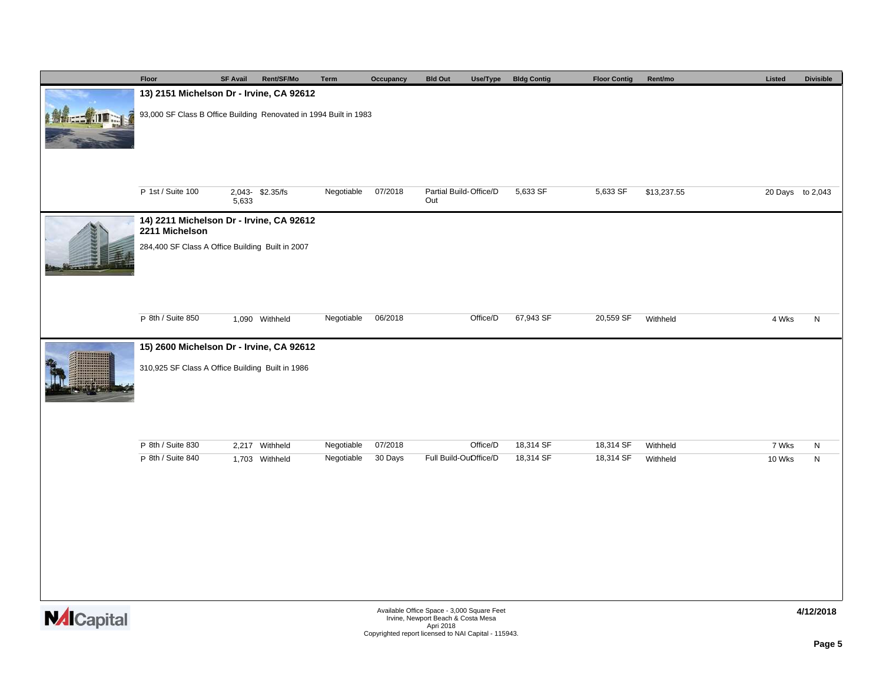| Floor | SF Avail | Rent/SF/Mo | Term | Occupancy | Bld Out | Use/Type | Bldg Contig | Floor Contig | Rent/mo | Listed | Divisible |
|---|---|---|---|---|---|---|---|---|---|---|---|
| **13) 2151 Michelson Dr - Irvine, CA 92612** | | | | | | | | | | | |
| 93,000 SF Class B Office Building Renovated in 1994 Built in 1983 | | | | | | | | | | | |
| P 1st / Suite 100 | 2,043-5,633 | $2.35/fs | Negotiable | 07/2018 | Partial Build-Out | Office/D | 5,633 SF | 5,633 SF | $13,237.55 | 20 Days | to 2,043 |
| **14) 2211 Michelson Dr - Irvine, CA 92612** | | | | | | | | | | | |
| **2211 Michelson** | | | | | | | | | | | |
| 284,400 SF Class A Office Building Built in 2007 | | | | | | | | | | | |
| P 8th / Suite 850 | 1,090 | Withheld | Negotiable | 06/2018 | | Office/D | 67,943 SF | 20,559 SF | Withheld | 4 Wks | N |
| **15) 2600 Michelson Dr - Irvine, CA 92612** | | | | | | | | | | | |
| 310,925 SF Class A Office Building Built in 1986 | | | | | | | | | | | |
| P 8th / Suite 830 | 2,217 | Withheld | Negotiable | 07/2018 | | Office/D | 18,314 SF | 18,314 SF | Withheld | 7 Wks | N |
| P 8th / Suite 840 | 1,703 | Withheld | Negotiable | 30 Days | Full Build-Out | Office/D | 18,314 SF | 18,314 SF | Withheld | 10 Wks | N |

NAI Capital

Available Office Space - 3,000 Square Feet
Irvine, Newport Beach & Costa Mesa
Apri 2018
Copyrighted report licensed to NAI Capital - 115943.

4/12/2018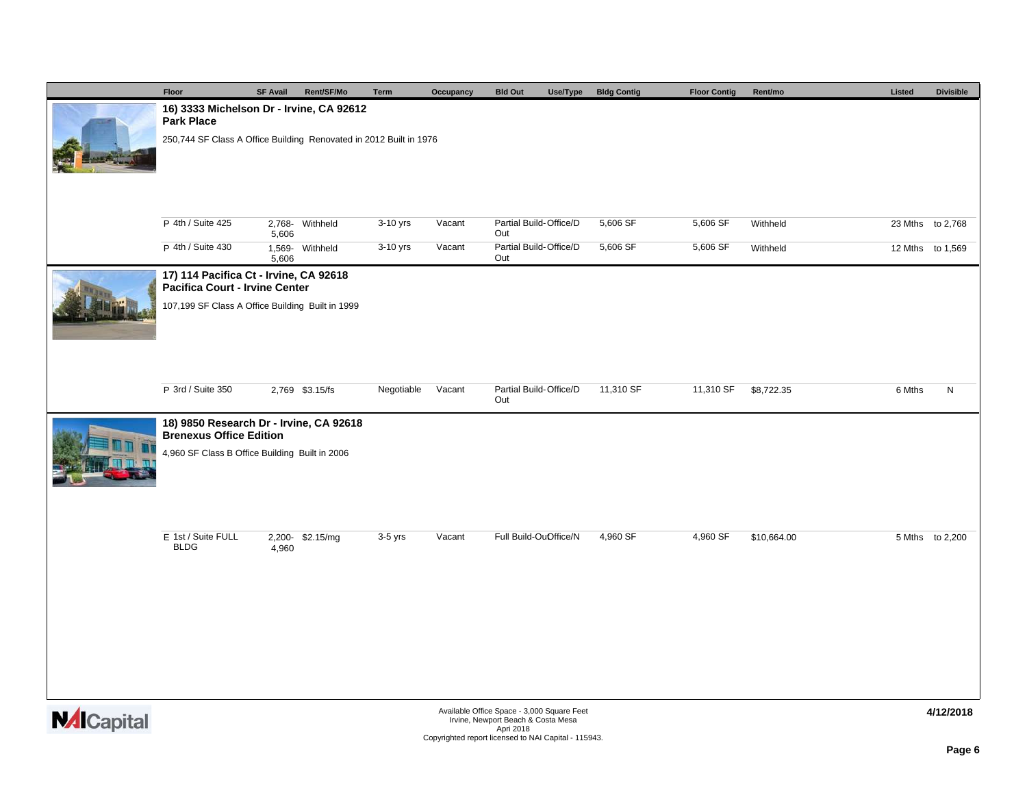| Floor | SF Avail | Rent/SF/Mo | Term | Occupancy | Bld Out | Use/Type | Bldg Contig | Floor Contig | Rent/mo | Listed | Divisible |
|---|---|---|---|---|---|---|---|---|---|---|---|

### 16) 3333 Michelson Dr - Irvine, CA 92612
**Park Place**

250,744 SF Class A Office Building Renovated in 2012 Built in 1976

| Floor | SF Avail | Rent/SF/Mo | Term | Occupancy | Bld Out | Use/Type | Bldg Contig | Floor Contig | Rent/mo | Listed | Divisible |
|---|---|---|---|---|---|---|---|---|---|---|---|
| P 4th / Suite 425 | 2,768- 5,606 | Withheld | 3-10 yrs | Vacant | Partial Build-Out | Office/D | 5,606 SF | 5,606 SF | Withheld | 23 Mths | to 2,768 |
| P 4th / Suite 430 | 1,569- 5,606 | Withheld | 3-10 yrs | Vacant | Partial Build-Out | Office/D | 5,606 SF | 5,606 SF | Withheld | 12 Mths | to 1,569 |

### 17) 114 Pacifica Ct - Irvine, CA 92618
**Pacifica Court - Irvine Center**

107,199 SF Class A Office Building Built in 1999

| Floor | SF Avail | Rent/SF/Mo | Term | Occupancy | Bld Out | Use/Type | Bldg Contig | Floor Contig | Rent/mo | Listed | Divisible |
|---|---|---|---|---|---|---|---|---|---|---|---|
| P 3rd / Suite 350 | 2,769 | $3.15/fs | Negotiable | Vacant | Partial Build-Out | Office/D | 11,310 SF | 11,310 SF | $8,722.35 | 6 Mths | N |

### 18) 9850 Research Dr - Irvine, CA 92618
**Brenexus Office Edition**

4,960 SF Class B Office Building Built in 2006

| Floor | SF Avail | Rent/SF/Mo | Term | Occupancy | Bld Out | Use/Type | Bldg Contig | Floor Contig | Rent/mo | Listed | Divisible |
|---|---|---|---|---|---|---|---|---|---|---|---|
| E 1st / Suite FULL BLDG | 2,200- 4,960 | $2.15/mg | 3-5 yrs | Vacant | Full Build-Out | Office/N | 4,960 SF | 4,960 SF | $10,664.00 | 5 Mths | to 2,200 |

Available Office Space - 3,000 Square Feet
Irvine, Newport Beach & Costa Mesa
Apri 2018
Copyrighted report licensed to NAI Capital - 115943.

4/12/2018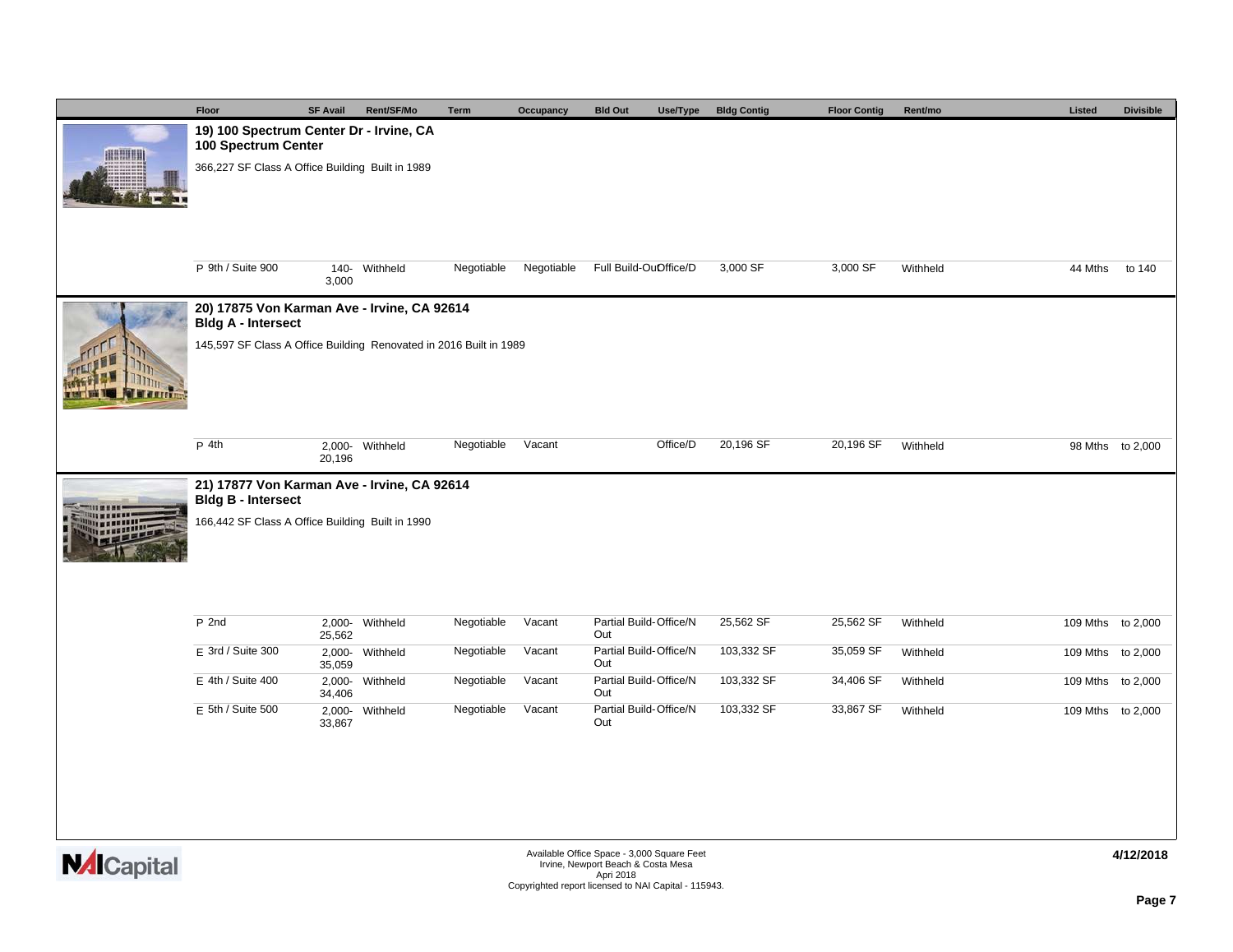| Floor | SF Avail | Rent/SF/Mo | Term | Occupancy | Bld Out | Use/Type | Bldg Contig | Floor Contig | Rent/mo | Listed | Divisible |
|---|---|---|---|---|---|---|---|---|---|---|---|

## 19) 100 Spectrum Center Dr - Irvine, CA

**100 Spectrum Center**

366,227 SF Class A Office Building Built in 1989

| Floor | SF Avail | Rent/SF/Mo | Term | Occupancy | Bld Out | Use/Type | Bldg Contig | Floor Contig | Rent/mo | Listed | Divisible |
|---|---|---|---|---|---|---|---|---|---|---|---|
| P 9th / Suite 900 | 140-3,000 | Withheld | Negotiable | Negotiable | Full Build-Out | Office/D | 3,000 SF | 3,000 SF | Withheld | 44 Mths | to 140 |

## 20) 17875 Von Karman Ave - Irvine, CA 92614

**Bldg A - Intersect**

145,597 SF Class A Office Building Renovated in 2016 Built in 1989

| Floor | SF Avail | Rent/SF/Mo | Term | Occupancy | Bld Out | Use/Type | Bldg Contig | Floor Contig | Rent/mo | Listed | Divisible |
|---|---|---|---|---|---|---|---|---|---|---|---|
| P 4th | 2,000-20,196 | Withheld | Negotiable | Vacant | | Office/D | 20,196 SF | 20,196 SF | Withheld | 98 Mths | to 2,000 |

## 21) 17877 Von Karman Ave - Irvine, CA 92614

**Bldg B - Intersect**

166,442 SF Class A Office Building Built in 1990

| Floor | SF Avail | Rent/SF/Mo | Term | Occupancy | Bld Out | Use/Type | Bldg Contig | Floor Contig | Rent/mo | Listed | Divisible |
|---|---|---|---|---|---|---|---|---|---|---|---|
| P 2nd | 2,000-25,562 | Withheld | Negotiable | Vacant | Partial Build-Out | Office/N | 25,562 SF | 25,562 SF | Withheld | 109 Mths | to 2,000 |
| E 3rd / Suite 300 | 2,000-35,059 | Withheld | Negotiable | Vacant | Partial Build-Out | Office/N | 103,332 SF | 35,059 SF | Withheld | 109 Mths | to 2,000 |
| E 4th / Suite 400 | 2,000-34,406 | Withheld | Negotiable | Vacant | Partial Build-Out | Office/N | 103,332 SF | 34,406 SF | Withheld | 109 Mths | to 2,000 |
| E 5th / Suite 500 | 2,000-33,867 | Withheld | Negotiable | Vacant | Partial Build-Out | Office/N | 103,332 SF | 33,867 SF | Withheld | 109 Mths | to 2,000 |

NAI Capital

Available Office Space - 3,000 Square Feet
Irvine, Newport Beach & Costa Mesa
Apri 2018
Copyrighted report licensed to NAI Capital - 115943.

4/12/2018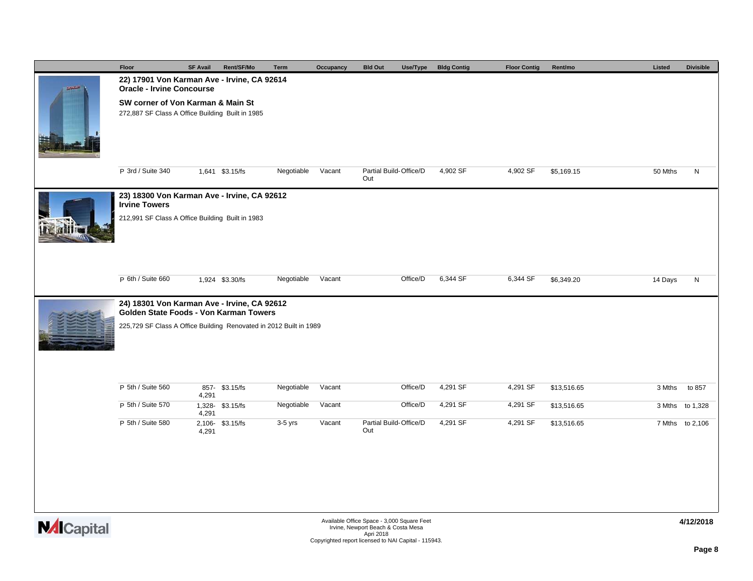| Floor | SF Avail | Rent/SF/Mo | Term | Occupancy | Bld Out | Use/Type | Bldg Contig | Floor Contig | Rent/mo | Listed | Divisible |
|---|---|---|---|---|---|---|---|---|---|---|---|

**22) 17901 Von Karman Ave - Irvine, CA 92614**
**Oracle - Irvine Concourse**

**SW corner of Von Karman & Main St**

272,887 SF Class A Office Building Built in 1985

| Floor | SF Avail | Rent/SF/Mo | Term | Occupancy | Bld Out | Use/Type | Bldg Contig | Floor Contig | Rent/mo | Listed | Divisible |
|---|---|---|---|---|---|---|---|---|---|---|---|
| P 3rd / Suite 340 | 1,641 | $3.15/fs | Negotiable | Vacant | Partial Build-Out | Office/D | 4,902 SF | 4,902 SF | $5,169.15 | 50 Mths | N |

**23) 18300 Von Karman Ave - Irvine, CA 92612**
**Irvine Towers**

212,991 SF Class A Office Building Built in 1983

| Floor | SF Avail | Rent/SF/Mo | Term | Occupancy | Bld Out | Use/Type | Bldg Contig | Floor Contig | Rent/mo | Listed | Divisible |
|---|---|---|---|---|---|---|---|---|---|---|---|
| P 6th / Suite 660 | 1,924 | $3.30/fs | Negotiable | Vacant | | Office/D | 6,344 SF | 6,344 SF | $6,349.20 | 14 Days | N |

**24) 18301 Von Karman Ave - Irvine, CA 92612**
**Golden State Foods - Von Karman Towers**

225,729 SF Class A Office Building Renovated in 2012 Built in 1989

| Floor | SF Avail | Rent/SF/Mo | Term | Occupancy | Bld Out | Use/Type | Bldg Contig | Floor Contig | Rent/mo | Listed | Divisible |
|---|---|---|---|---|---|---|---|---|---|---|---|
| P 5th / Suite 560 | 857-4,291 | $3.15/fs | Negotiable | Vacant | | Office/D | 4,291 SF | 4,291 SF | $13,516.65 | 3 Mths | to 857 |
| P 5th / Suite 570 | 1,328-4,291 | $3.15/fs | Negotiable | Vacant | | Office/D | 4,291 SF | 4,291 SF | $13,516.65 | 3 Mths | to 1,328 |
| P 5th / Suite 580 | 2,106-4,291 | $3.15/fs | 3-5 yrs | Vacant | Partial Build-Out | Office/D | 4,291 SF | 4,291 SF | $13,516.65 | 7 Mths | to 2,106 |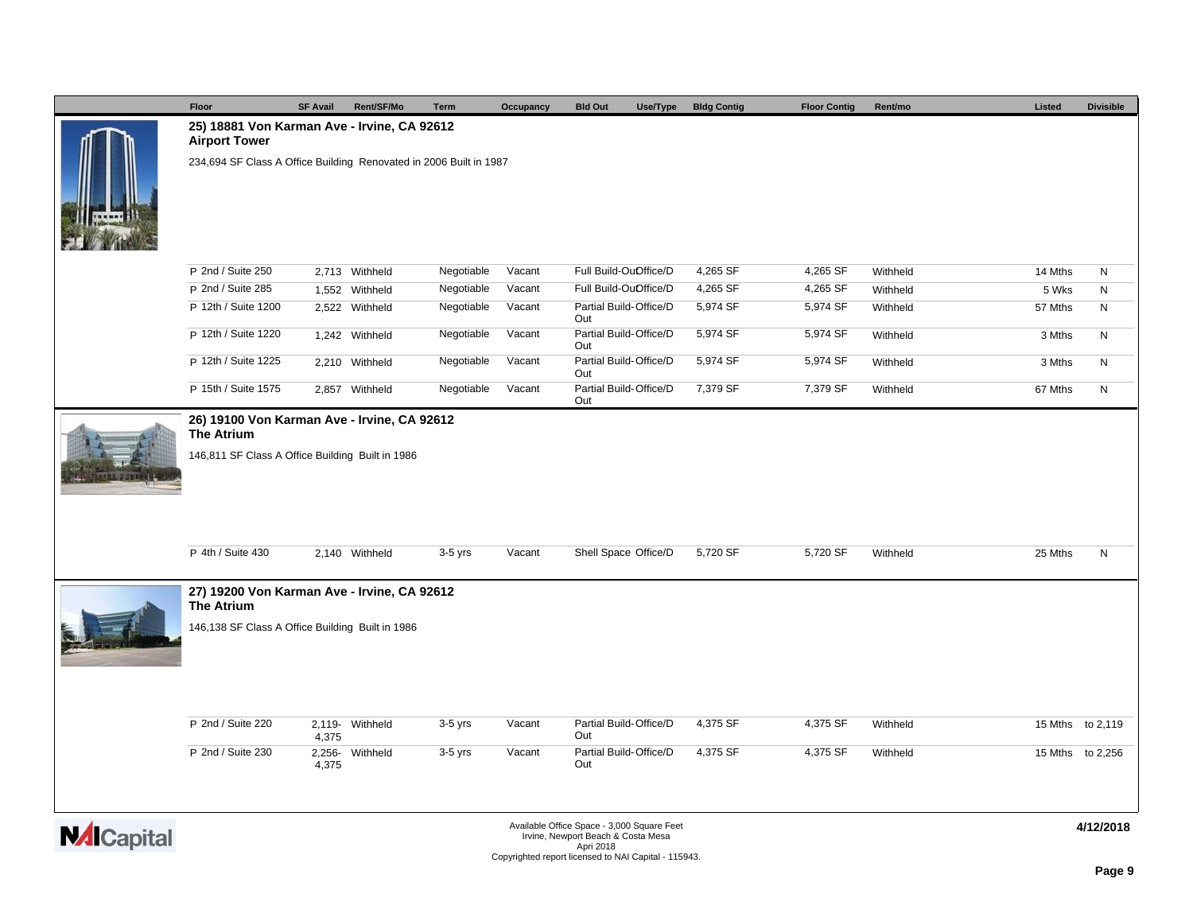| Floor | SF Avail | Rent/SF/Mo | Term | Occupancy | Bld Out | Use/Type | Bldg Contig | Floor Contig | Rent/mo | Listed | Divisible |
|---|---|---|---|---|---|---|---|---|---|---|---|

## 25) 18881 Von Karman Ave - Irvine, CA 92612
**Airport Tower**

234,694 SF Class A Office Building Renovated in 2006 Built in 1987

| Floor | SF Avail | Rent/SF/Mo | Term | Occupancy | Bld Out | Use/Type | Bldg Contig | Floor Contig | Rent/mo | Listed | Divisible |
|---|---|---|---|---|---|---|---|---|---|---|---|
| P 2nd / Suite 250 | 2,713 | Withheld | Negotiable | Vacant | Full Build-Out | Office/D | 4,265 SF | 4,265 SF | Withheld | 14 Mths | N |
| P 2nd / Suite 285 | 1,552 | Withheld | Negotiable | Vacant | Full Build-Out | Office/D | 4,265 SF | 4,265 SF | Withheld | 5 Wks | N |
| P 12th / Suite 1200 | 2,522 | Withheld | Negotiable | Vacant | Partial Build-Out | Office/D | 5,974 SF | 5,974 SF | Withheld | 57 Mths | N |
| P 12th / Suite 1220 | 1,242 | Withheld | Negotiable | Vacant | Partial Build-Out | Office/D | 5,974 SF | 5,974 SF | Withheld | 3 Mths | N |
| P 12th / Suite 1225 | 2,210 | Withheld | Negotiable | Vacant | Partial Build-Out | Office/D | 5,974 SF | 5,974 SF | Withheld | 3 Mths | N |
| P 15th / Suite 1575 | 2,857 | Withheld | Negotiable | Vacant | Partial Build-Out | Office/D | 7,379 SF | 7,379 SF | Withheld | 67 Mths | N |

## 26) 19100 Von Karman Ave - Irvine, CA 92612
**The Atrium**

146,811 SF Class A Office Building Built in 1986

| Floor | SF Avail | Rent/SF/Mo | Term | Occupancy | Bld Out | Use/Type | Bldg Contig | Floor Contig | Rent/mo | Listed | Divisible |
|---|---|---|---|---|---|---|---|---|---|---|---|
| P 4th / Suite 430 | 2,140 | Withheld | 3-5 yrs | Vacant | Shell Space | Office/D | 5,720 SF | 5,720 SF | Withheld | 25 Mths | N |

## 27) 19200 Von Karman Ave - Irvine, CA 92612
**The Atrium**

146,138 SF Class A Office Building Built in 1986

| Floor | SF Avail | Rent/SF/Mo | Term | Occupancy | Bld Out | Use/Type | Bldg Contig | Floor Contig | Rent/mo | Listed | Divisible |
|---|---|---|---|---|---|---|---|---|---|---|---|
| P 2nd / Suite 220 | 2,119-4,375 | Withheld | 3-5 yrs | Vacant | Partial Build-Out | Office/D | 4,375 SF | 4,375 SF | Withheld | 15 Mths | to 2,119 |
| P 2nd / Suite 230 | 2,256-4,375 | Withheld | 3-5 yrs | Vacant | Partial Build-Out | Office/D | 4,375 SF | 4,375 SF | Withheld | 15 Mths | to 2,256 |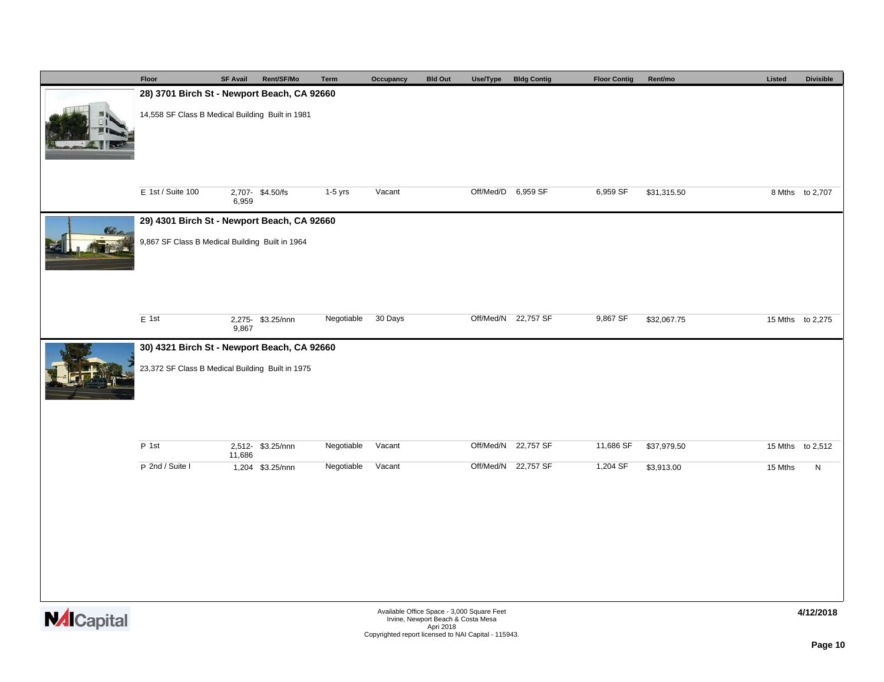| Floor | SF Avail | Rent/SF/Mo | Term | Occupancy | Bld Out | Use/Type | Bldg Contig | Floor Contig | Rent/mo | Listed | Divisible |
|---|---|---|---|---|---|---|---|---|---|---|---|
| **28) 3701 Birch St - Newport Beach, CA 92660** | | | | | | | | | | | |
| 14,558 SF Class B Medical Building Built in 1981 | | | | | | | | | | | |
| E 1st / Suite 100 | 2,707- 6,959 | $4.50/fs | 1-5 yrs | Vacant | | Off/Med/D | 6,959 SF | 6,959 SF | $31,315.50 | 8 Mths | to 2,707 |
| **29) 4301 Birch St - Newport Beach, CA 92660** | | | | | | | | | | | |
| 9,867 SF Class B Medical Building Built in 1964 | | | | | | | | | | | |
| E 1st | 2,275- 9,867 | $3.25/nnn | Negotiable | 30 Days | | Off/Med/N | 22,757 SF | 9,867 SF | $32,067.75 | 15 Mths | to 2,275 |
| **30) 4321 Birch St - Newport Beach, CA 92660** | | | | | | | | | | | |
| 23,372 SF Class B Medical Building Built in 1975 | | | | | | | | | | | |
| P 1st | 2,512- 11,686 | $3.25/nnn | Negotiable | Vacant | | Off/Med/N | 22,757 SF | 11,686 SF | $37,979.50 | 15 Mths | to 2,512 |
| P 2nd / Suite I | 1,204 | $3.25/nnn | Negotiable | Vacant | | Off/Med/N | 22,757 SF | 1,204 SF | $3,913.00 | 15 Mths | N |

Available Office Space - 3,000 Square Feet
Irvine, Newport Beach & Costa Mesa
Apri 2018
Copyrighted report licensed to NAI Capital - 115943.

4/12/2018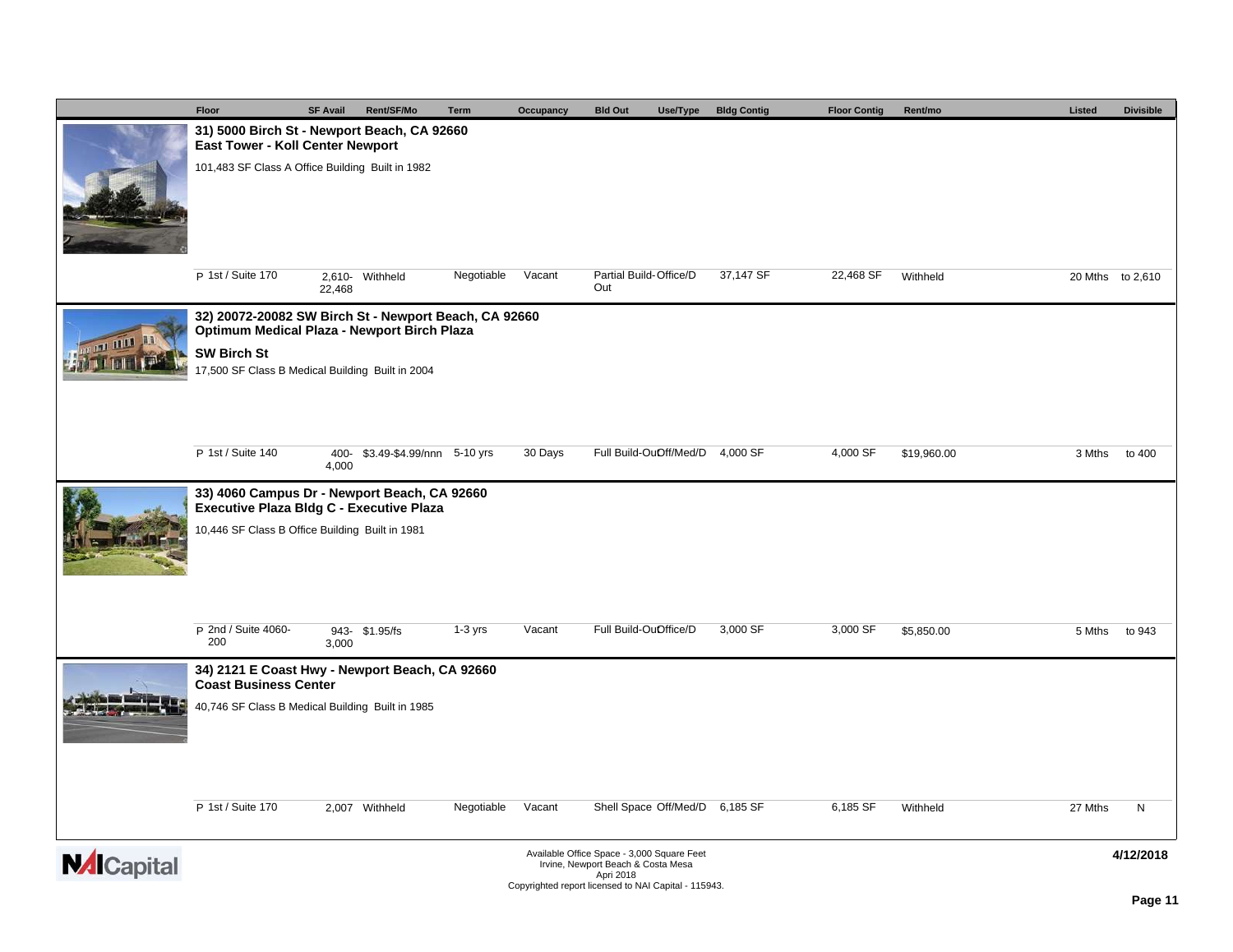| Floor | SF Avail | Rent/SF/Mo | Term | Occupancy | Bld Out | Use/Type | Bldg Contig | Floor Contig | Rent/mo | Listed | Divisible |
|---|---|---|---|---|---|---|---|---|---|---|---|
| **31) 5000 Birch St - Newport Beach, CA 92660** | | | | | | | | | | | |
| **East Tower - Koll Center Newport** | | | | | | | | | | | |
| 101,483 SF Class A Office Building Built in 1982 | | | | | | | | | | | |
| P 1st / Suite 170 | 2,610-22,468 | Withheld | Negotiable | Vacant | Partial Build-Out | Office/D | 37,147 SF | 22,468 SF | Withheld | 20 Mths | to 2,610 |
| **32) 20072-20082 SW Birch St - Newport Beach, CA 92660** | | | | | | | | | | | |
| **Optimum Medical Plaza - Newport Birch Plaza** | | | | | | | | | | | |
| **SW Birch St** | | | | | | | | | | | |
| 17,500 SF Class B Medical Building Built in 2004 | | | | | | | | | | | |
| P 1st / Suite 140 | 400-4,000 | $3.49-$4.99/nnn | 5-10 yrs | 30 Days | Full Build-Out | Off/Med/D | 4,000 SF | 4,000 SF | $19,960.00 | 3 Mths | to 400 |
| **33) 4060 Campus Dr - Newport Beach, CA 92660** | | | | | | | | | | | |
| **Executive Plaza Bldg C - Executive Plaza** | | | | | | | | | | | |
| 10,446 SF Class B Office Building Built in 1981 | | | | | | | | | | | |
| P 2nd / Suite 4060-200 | 943-3,000 | $1.95/fs | 1-3 yrs | Vacant | Full Build-Out | Office/D | 3,000 SF | 3,000 SF | $5,850.00 | 5 Mths | to 943 |
| **34) 2121 E Coast Hwy - Newport Beach, CA 92660** | | | | | | | | | | | |
| **Coast Business Center** | | | | | | | | | | | |
| 40,746 SF Class B Medical Building Built in 1985 | | | | | | | | | | | |
| P 1st / Suite 170 | 2,007 | Withheld | Negotiable | Vacant | Shell Space | Off/Med/D | 6,185 SF | 6,185 SF | Withheld | 27 Mths | N |

Available Office Space - 3,000 Square Feet
Irvine, Newport Beach & Costa Mesa
Apri 2018
Copyrighted report licensed to NAI Capital - 115943.

4/12/2018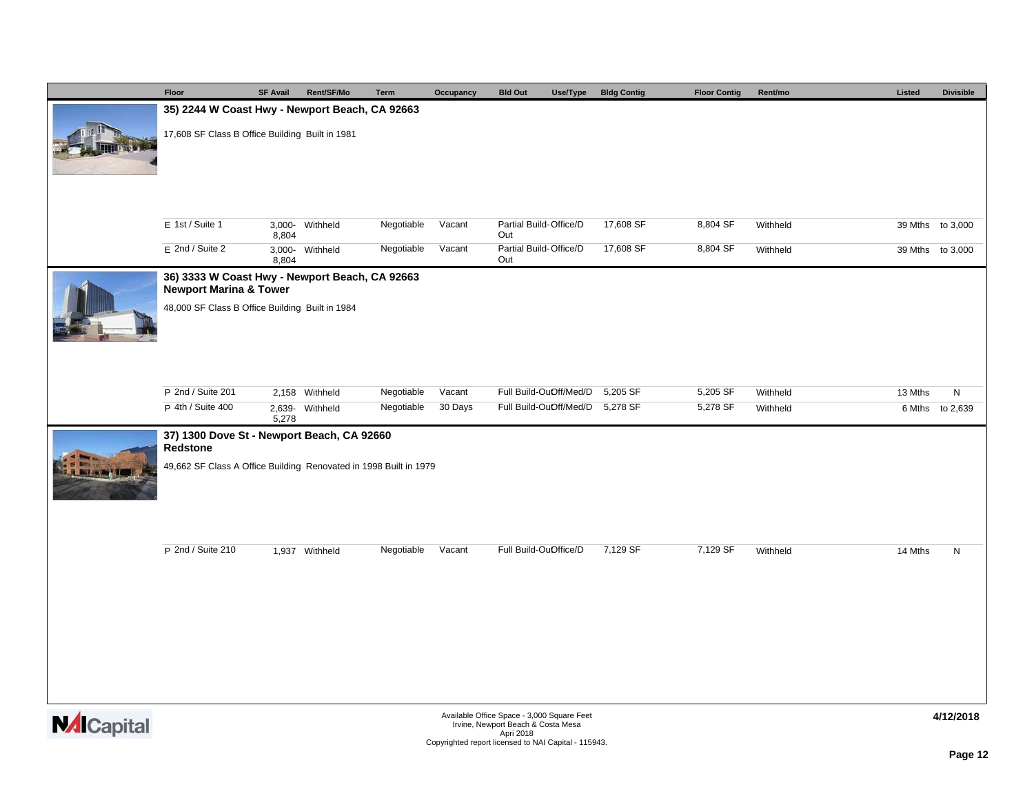| Floor | SF Avail | Rent/SF/Mo | Term | Occupancy | Bld Out | Use/Type | Bldg Contig | Floor Contig | Rent/mo | Listed | Divisible |
|---|---|---|---|---|---|---|---|---|---|---|---|

### 35) 2244 W Coast Hwy - Newport Beach, CA 92663

17,608 SF Class B Office Building Built in 1981

| Floor | SF Avail | Rent/SF/Mo | Term | Occupancy | Bld Out | Use/Type | Bldg Contig | Floor Contig | Rent/mo | Listed | Divisible |
|---|---|---|---|---|---|---|---|---|---|---|---|
| E 1st / Suite 1 | 3,000-8,804 | Withheld | Negotiable | Vacant | Partial Build-Out | Office/D | 17,608 SF | 8,804 SF | Withheld | 39 Mths | to 3,000 |
| E 2nd / Suite 2 | 3,000-8,804 | Withheld | Negotiable | Vacant | Partial Build-Out | Office/D | 17,608 SF | 8,804 SF | Withheld | 39 Mths | to 3,000 |

### 36) 3333 W Coast Hwy - Newport Beach, CA 92663
**Newport Marina & Tower**

48,000 SF Class B Office Building Built in 1984

| Floor | SF Avail | Rent/SF/Mo | Term | Occupancy | Bld Out | Use/Type | Bldg Contig | Floor Contig | Rent/mo | Listed | Divisible |
|---|---|---|---|---|---|---|---|---|---|---|---|
| P 2nd / Suite 201 | 2,158 | Withheld | Negotiable | Vacant | Full Build-Out | Off/Med/D | 5,205 SF | 5,205 SF | Withheld | 13 Mths | N |
| P 4th / Suite 400 | 2,639-5,278 | Withheld | Negotiable | 30 Days | Full Build-Out | Off/Med/D | 5,278 SF | 5,278 SF | Withheld | 6 Mths | to 2,639 |

### 37) 1300 Dove St - Newport Beach, CA 92660
**Redstone**

49,662 SF Class A Office Building Renovated in 1998 Built in 1979

| Floor | SF Avail | Rent/SF/Mo | Term | Occupancy | Bld Out | Use/Type | Bldg Contig | Floor Contig | Rent/mo | Listed | Divisible |
|---|---|---|---|---|---|---|---|---|---|---|---|
| P 2nd / Suite 210 | 1,937 | Withheld | Negotiable | Vacant | Full Build-Out | Office/D | 7,129 SF | 7,129 SF | Withheld | 14 Mths | N |

Available Office Space - 3,000 Square Feet
Irvine, Newport Beach & Costa Mesa
Apri 2018
Copyrighted report licensed to NAI Capital - 115943.

4/12/2018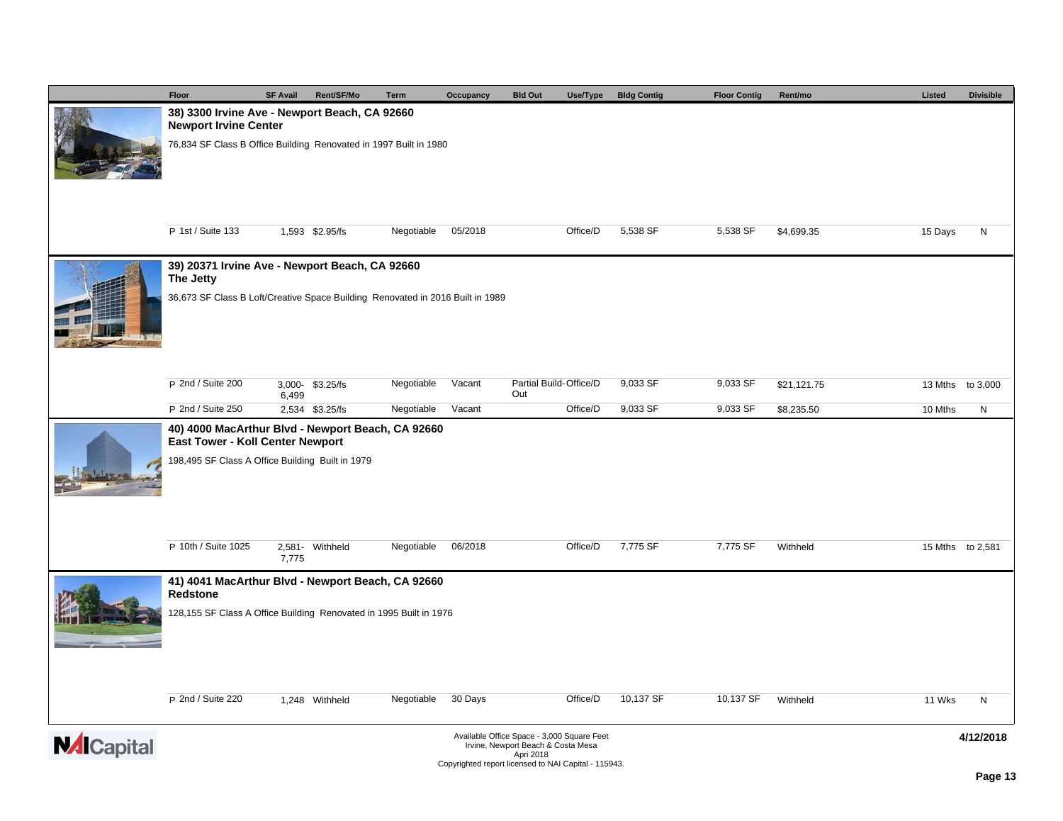| Floor | SF Avail | Rent/SF/Mo | Term | Occupancy | Bld Out | Use/Type | Bldg Contig | Floor Contig | Rent/mo | Listed | Divisible |
|---|---|---|---|---|---|---|---|---|---|---|---|
| **38) 3300 Irvine Ave - Newport Beach, CA 92660** | | | | | | | | | | | |
| **Newport Irvine Center** | | | | | | | | | | | |
| 76,834 SF Class B Office Building Renovated in 1997 Built in 1980 | | | | | | | | | | | |
| P 1st / Suite 133 | 1,593 | $2.95/fs | Negotiable | 05/2018 | | Office/D | 5,538 SF | 5,538 SF | $4,699.35 | 15 Days | N |
| **39) 20371 Irvine Ave - Newport Beach, CA 92660** | | | | | | | | | | | |
| **The Jetty** | | | | | | | | | | | |
| 36,673 SF Class B Loft/Creative Space Building Renovated in 2016 Built in 1989 | | | | | | | | | | | |
| P 2nd / Suite 200 | 3,000-6,499 | $3.25/fs | Negotiable | Vacant | Partial Build-Out | Office/D | 9,033 SF | 9,033 SF | $21,121.75 | 13 Mths | to 3,000 |
| P 2nd / Suite 250 | 2,534 | $3.25/fs | Negotiable | Vacant | | Office/D | 9,033 SF | 9,033 SF | $8,235.50 | 10 Mths | N |
| **40) 4000 MacArthur Blvd - Newport Beach, CA 92660** | | | | | | | | | | | |
| **East Tower - Koll Center Newport** | | | | | | | | | | | |
| 198,495 SF Class A Office Building Built in 1979 | | | | | | | | | | | |
| P 10th / Suite 1025 | 2,581-7,775 | Withheld | Negotiable | 06/2018 | | Office/D | 7,775 SF | 7,775 SF | Withheld | 15 Mths | to 2,581 |
| **41) 4041 MacArthur Blvd - Newport Beach, CA 92660** | | | | | | | | | | | |
| **Redstone** | | | | | | | | | | | |
| 128,155 SF Class A Office Building Renovated in 1995 Built in 1976 | | | | | | | | | | | |
| P 2nd / Suite 220 | 1,248 | Withheld | Negotiable | 30 Days | | Office/D | 10,137 SF | 10,137 SF | Withheld | 11 Wks | N |

NAI Capital

Available Office Space - 3,000 Square Feet
Irvine, Newport Beach & Costa Mesa
Apri 2018
Copyrighted report licensed to NAI Capital - 115943.

4/12/2018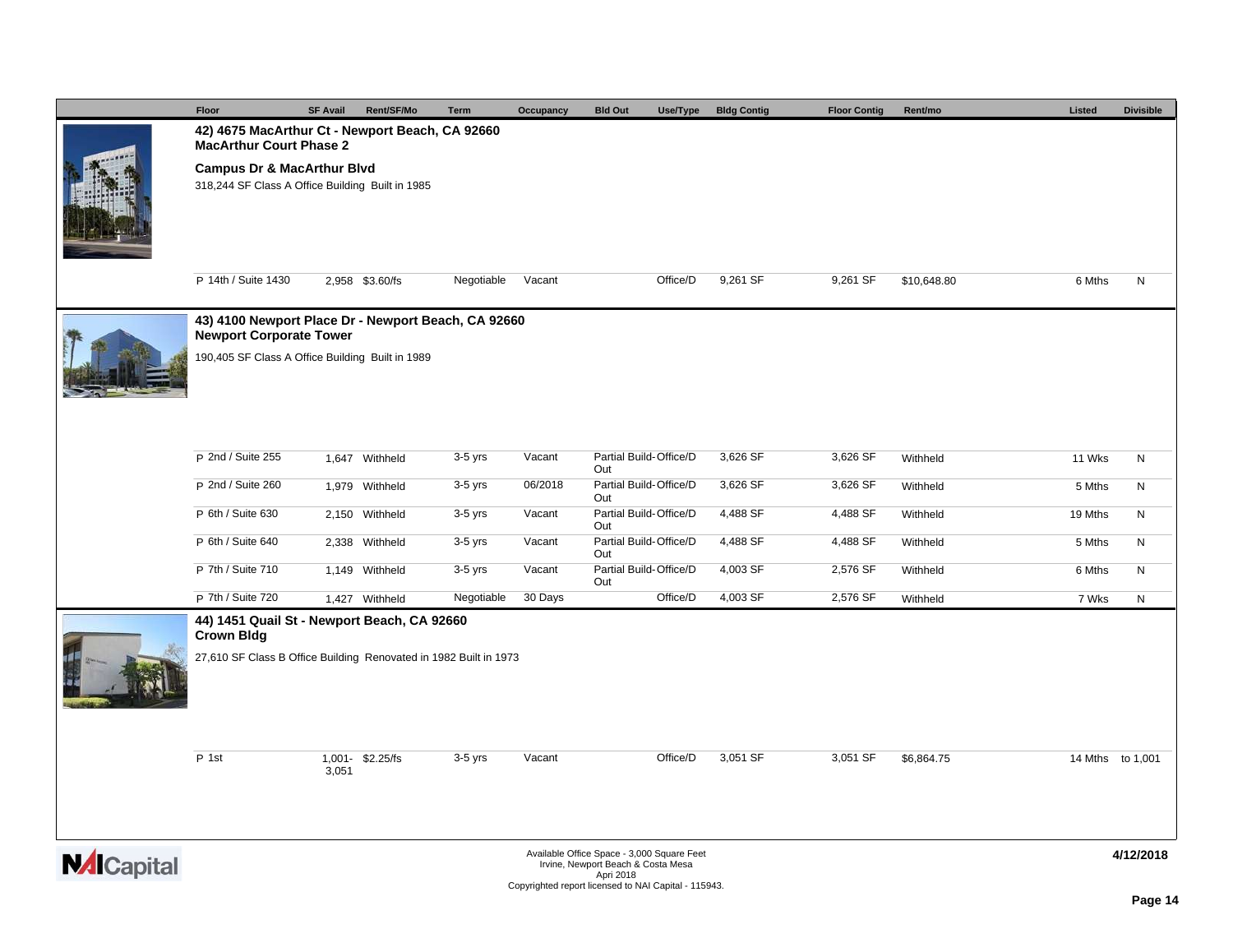| Floor | SF Avail | Rent/SF/Mo | Term | Occupancy | Bld Out | Use/Type | Bldg Contig | Floor Contig | Rent/mo | Listed | Divisible |
|---|---|---|---|---|---|---|---|---|---|---|---|

## 42) 4675 MacArthur Ct - Newport Beach, CA 92660
**MacArthur Court Phase 2**

**Campus Dr & MacArthur Blvd**

318,244 SF Class A Office Building Built in 1985

| Floor | SF Avail | Rent/SF/Mo | Term | Occupancy | Bld Out | Use/Type | Bldg Contig | Floor Contig | Rent/mo | Listed | Divisible |
|---|---|---|---|---|---|---|---|---|---|---|---|
| P 14th / Suite 1430 | 2,958 | $3.60/fs | Negotiable | Vacant | | Office/D | 9,261 SF | 9,261 SF | $10,648.80 | 6 Mths | N |

## 43) 4100 Newport Place Dr - Newport Beach, CA 92660
**Newport Corporate Tower**

190,405 SF Class A Office Building Built in 1989

| Floor | SF Avail | Rent/SF/Mo | Term | Occupancy | Bld Out | Use/Type | Bldg Contig | Floor Contig | Rent/mo | Listed | Divisible |
|---|---|---|---|---|---|---|---|---|---|---|---|
| P 2nd / Suite 255 | 1,647 | Withheld | 3-5 yrs | Vacant | Partial Build-Out | Office/D | 3,626 SF | 3,626 SF | Withheld | 11 Wks | N |
| P 2nd / Suite 260 | 1,979 | Withheld | 3-5 yrs | 06/2018 | Partial Build-Out | Office/D | 3,626 SF | 3,626 SF | Withheld | 5 Mths | N |
| P 6th / Suite 630 | 2,150 | Withheld | 3-5 yrs | Vacant | Partial Build-Out | Office/D | 4,488 SF | 4,488 SF | Withheld | 19 Mths | N |
| P 6th / Suite 640 | 2,338 | Withheld | 3-5 yrs | Vacant | Partial Build-Out | Office/D | 4,488 SF | 4,488 SF | Withheld | 5 Mths | N |
| P 7th / Suite 710 | 1,149 | Withheld | 3-5 yrs | Vacant | Partial Build-Out | Office/D | 4,003 SF | 2,576 SF | Withheld | 6 Mths | N |
| P 7th / Suite 720 | 1,427 | Withheld | Negotiable | 30 Days | | Office/D | 4,003 SF | 2,576 SF | Withheld | 7 Wks | N |

## 44) 1451 Quail St - Newport Beach, CA 92660
**Crown Bldg**

27,610 SF Class B Office Building Renovated in 1982 Built in 1973

| Floor | SF Avail | Rent/SF/Mo | Term | Occupancy | Bld Out | Use/Type | Bldg Contig | Floor Contig | Rent/mo | Listed | Divisible |
|---|---|---|---|---|---|---|---|---|---|---|---|
| P 1st | 1,001- 3,051 | $2.25/fs | 3-5 yrs | Vacant | | Office/D | 3,051 SF | 3,051 SF | $6,864.75 | 14 Mths | to 1,001 |

Available Office Space - 3,000 Square Feet
Irvine, Newport Beach & Costa Mesa
Apri 2018
Copyrighted report licensed to NAI Capital - 115943.

4/12/2018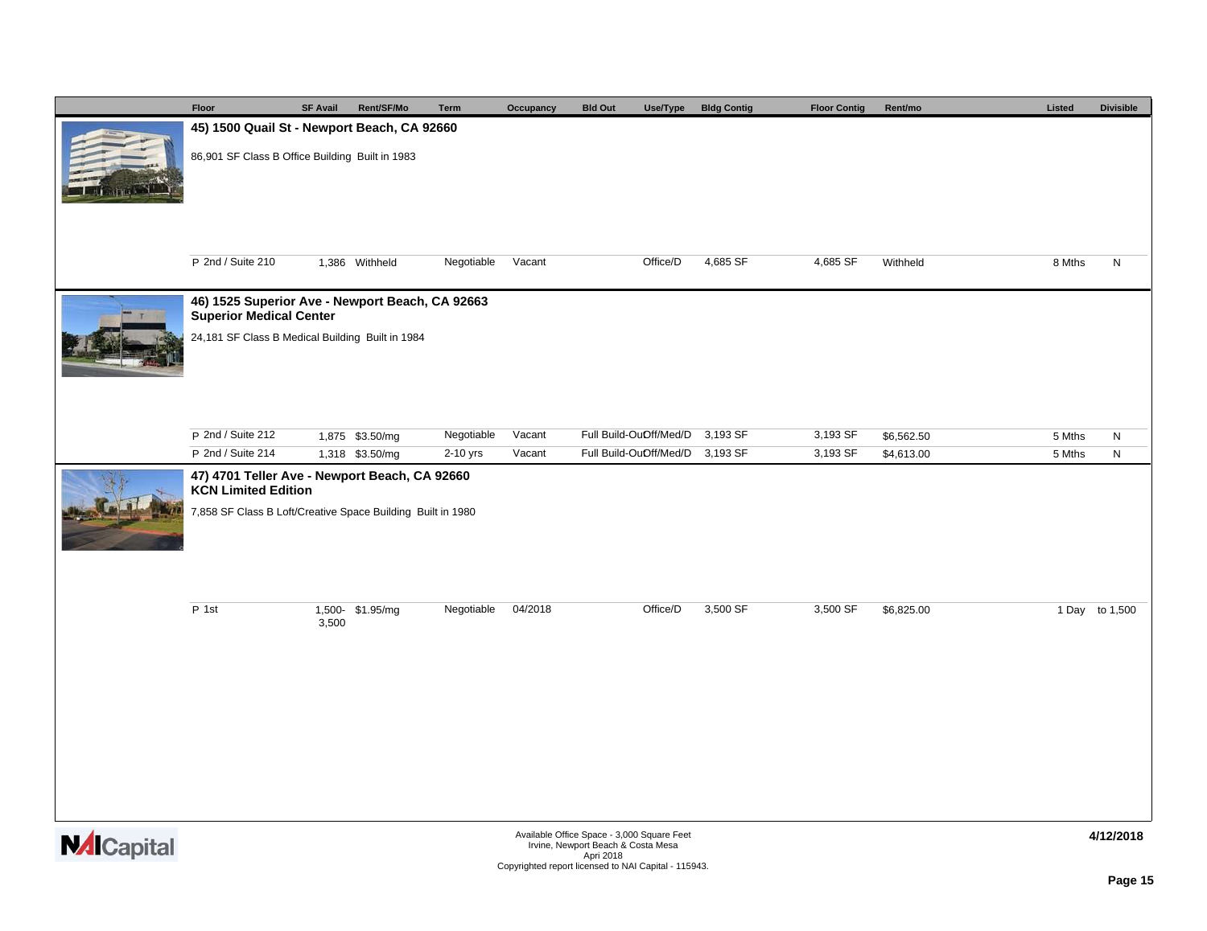| Floor | SF Avail | Rent/SF/Mo | Term | Occupancy | Bld Out | Use/Type | Bldg Contig | Floor Contig | Rent/mo | Listed | Divisible |
|---|---|---|---|---|---|---|---|---|---|---|---|

**45) 1500 Quail St - Newport Beach, CA 92660**

86,901 SF Class B Office Building Built in 1983

| Floor | SF Avail | Rent/SF/Mo | Term | Occupancy | Bld Out | Use/Type | Bldg Contig | Floor Contig | Rent/mo | Listed | Divisible |
|---|---|---|---|---|---|---|---|---|---|---|---|
| P 2nd / Suite 210 | 1,386 | Withheld | Negotiable | Vacant | | Office/D | 4,685 SF | 4,685 SF | Withheld | 8 Mths | N |

**46) 1525 Superior Ave - Newport Beach, CA 92663**
**Superior Medical Center**

24,181 SF Class B Medical Building Built in 1984

| Floor | SF Avail | Rent/SF/Mo | Term | Occupancy | Bld Out | Use/Type | Bldg Contig | Floor Contig | Rent/mo | Listed | Divisible |
|---|---|---|---|---|---|---|---|---|---|---|---|
| P 2nd / Suite 212 | 1,875 | $3.50/mg | Negotiable | Vacant | Full Build-Out | Off/Med/D | 3,193 SF | 3,193 SF | $6,562.50 | 5 Mths | N |
| P 2nd / Suite 214 | 1,318 | $3.50/mg | 2-10 yrs | Vacant | Full Build-Out | Off/Med/D | 3,193 SF | 3,193 SF | $4,613.00 | 5 Mths | N |

**47) 4701 Teller Ave - Newport Beach, CA 92660**
**KCN Limited Edition**

7,858 SF Class B Loft/Creative Space Building Built in 1980

| Floor | SF Avail | Rent/SF/Mo | Term | Occupancy | Bld Out | Use/Type | Bldg Contig | Floor Contig | Rent/mo | Listed | Divisible |
|---|---|---|---|---|---|---|---|---|---|---|---|
| P 1st | 1,500-3,500 | $1.95/mg | Negotiable | 04/2018 | | Office/D | 3,500 SF | 3,500 SF | $6,825.00 | 1 Day | to 1,500 |

Available Office Space - 3,000 Square Feet
Irvine, Newport Beach & Costa Mesa
Apri 2018
Copyrighted report licensed to NAI Capital - 115943.

4/12/2018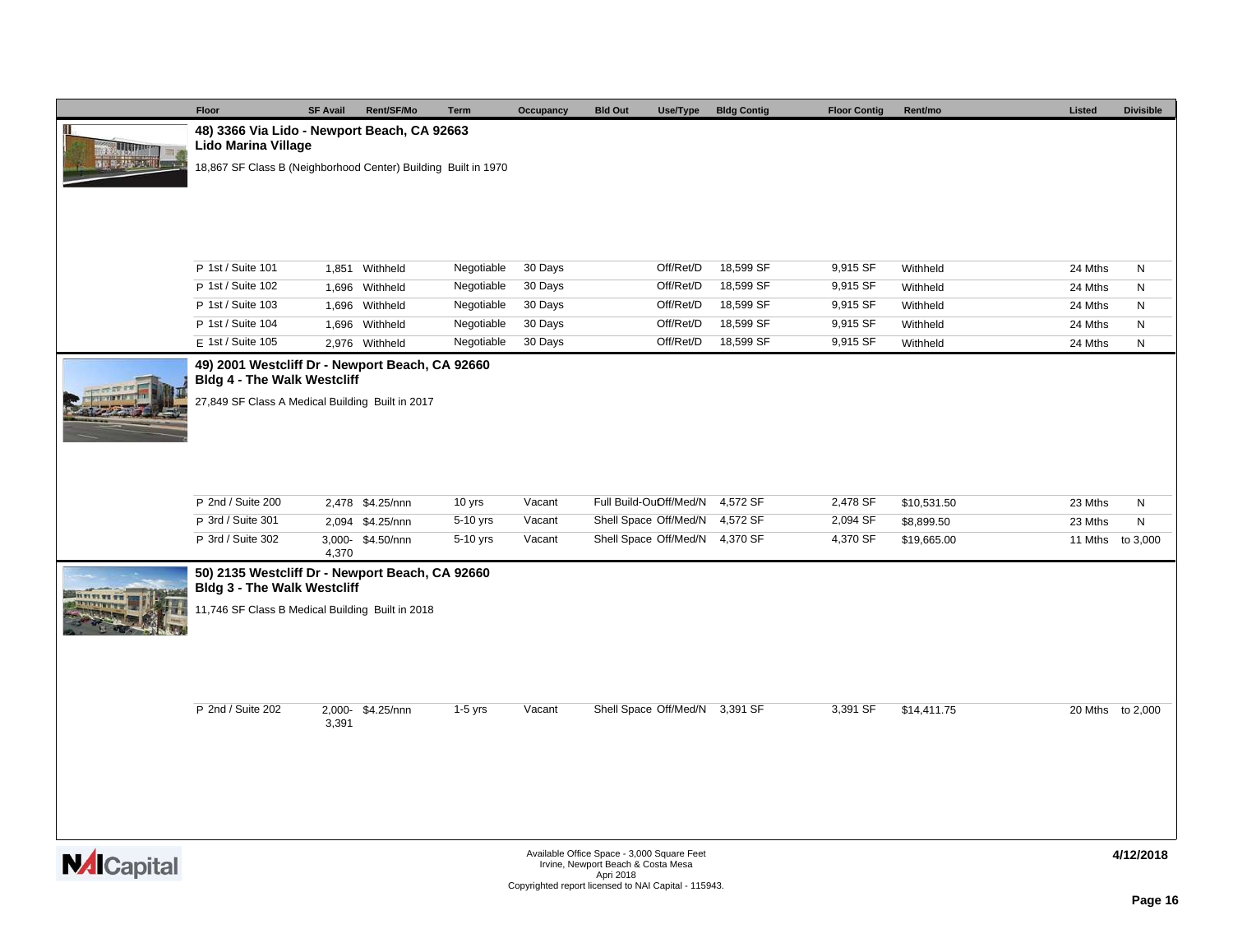| Floor | SF Avail | Rent/SF/Mo | Term | Occupancy | Bld Out | Use/Type | Bldg Contig | Floor Contig | Rent/mo | Listed | Divisible |
|---|---|---|---|---|---|---|---|---|---|---|---|
| **48) 3366 Via Lido - Newport Beach, CA 92663** | | | | | | | | | | | |
| **Lido Marina Village** | | | | | | | | | | | |
| 18,867 SF Class B (Neighborhood Center) Building Built in 1970 | | | | | | | | | | | |
| P 1st / Suite 101 | 1,851 | Withheld | Negotiable | 30 Days | | Off/Ret/D | 18,599 SF | 9,915 SF | Withheld | 24 Mths | N |
| P 1st / Suite 102 | 1,696 | Withheld | Negotiable | 30 Days | | Off/Ret/D | 18,599 SF | 9,915 SF | Withheld | 24 Mths | N |
| P 1st / Suite 103 | 1,696 | Withheld | Negotiable | 30 Days | | Off/Ret/D | 18,599 SF | 9,915 SF | Withheld | 24 Mths | N |
| P 1st / Suite 104 | 1,696 | Withheld | Negotiable | 30 Days | | Off/Ret/D | 18,599 SF | 9,915 SF | Withheld | 24 Mths | N |
| E 1st / Suite 105 | 2,976 | Withheld | Negotiable | 30 Days | | Off/Ret/D | 18,599 SF | 9,915 SF | Withheld | 24 Mths | N |
| **49) 2001 Westcliff Dr - Newport Beach, CA 92660** | | | | | | | | | | | |
| **Bldg 4 - The Walk Westcliff** | | | | | | | | | | | |
| 27,849 SF Class A Medical Building Built in 2017 | | | | | | | | | | | |
| P 2nd / Suite 200 | 2,478 | $4.25/nnn | 10 yrs | Vacant | Full Build-Out | Off/Med/N | 4,572 SF | 2,478 SF | $10,531.50 | 23 Mths | N |
| P 3rd / Suite 301 | 2,094 | $4.25/nnn | 5-10 yrs | Vacant | Shell Space | Off/Med/N | 4,572 SF | 2,094 SF | $8,899.50 | 23 Mths | N |
| P 3rd / Suite 302 | 3,000-4,370 | $4.50/nnn | 5-10 yrs | Vacant | Shell Space | Off/Med/N | 4,370 SF | 4,370 SF | $19,665.00 | 11 Mths | to 3,000 |
| **50) 2135 Westcliff Dr - Newport Beach, CA 92660** | | | | | | | | | | | |
| **Bldg 3 - The Walk Westcliff** | | | | | | | | | | | |
| 11,746 SF Class B Medical Building Built in 2018 | | | | | | | | | | | |
| P 2nd / Suite 202 | 2,000-3,391 | $4.25/nnn | 1-5 yrs | Vacant | Shell Space | Off/Med/N | 3,391 SF | 3,391 SF | $14,411.75 | 20 Mths | to 2,000 |

Available Office Space - 3,000 Square Feet
Irvine, Newport Beach & Costa Mesa
Apri 2018
Copyrighted report licensed to NAI Capital - 115943.

4/12/2018